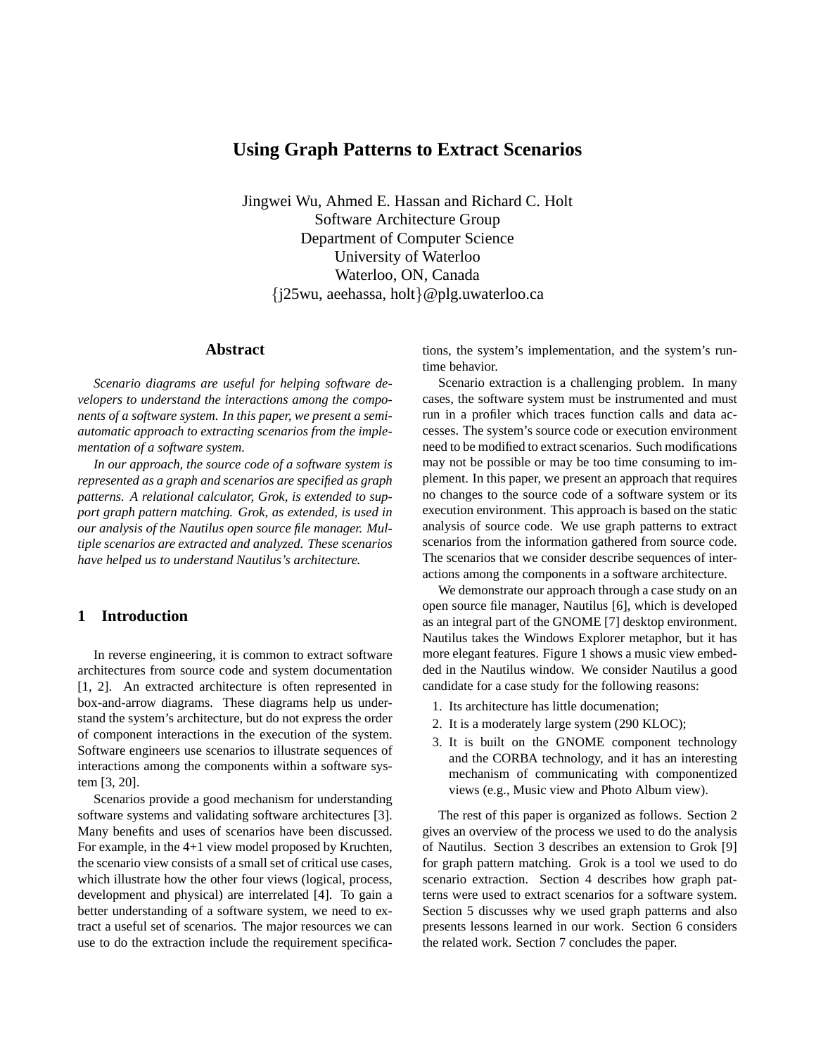# Using Graph Patterns to Extract Scenarios

Jingwei Wu, Ahmed E. Hassan and Richard C. Holt
Software Architecture Group
Department of Computer Science
University of Waterloo
Waterloo, ON, Canada
{j25wu, aeehassa, holt}@plg.uwaterloo.ca

## Abstract

*Scenario diagrams are useful for helping software developers to understand the interactions among the components of a software system. In this paper, we present a semi-automatic approach to extracting scenarios from the implementation of a software system.*

*In our approach, the source code of a software system is represented as a graph and scenarios are specified as graph patterns. A relational calculator, Grok, is extended to support graph pattern matching. Grok, as extended, is used in our analysis of the Nautilus open source file manager. Multiple scenarios are extracted and analyzed. These scenarios have helped us to understand Nautilus's architecture.*

## 1 Introduction

In reverse engineering, it is common to extract software architectures from source code and system documentation [1, 2]. An extracted architecture is often represented in box-and-arrow diagrams. These diagrams help us understand the system's architecture, but do not express the order of component interactions in the execution of the system. Software engineers use scenarios to illustrate sequences of interactions among the components within a software system [3, 20].

Scenarios provide a good mechanism for understanding software systems and validating software architectures [3]. Many benefits and uses of scenarios have been discussed. For example, in the 4+1 view model proposed by Kruchten, the scenario view consists of a small set of critical use cases, which illustrate how the other four views (logical, process, development and physical) are interrelated [4]. To gain a better understanding of a software system, we need to extract a useful set of scenarios. The major resources we can use to do the extraction include the requirement specifications, the system's implementation, and the system's runtime behavior.

Scenario extraction is a challenging problem. In many cases, the software system must be instrumented and must run in a profiler which traces function calls and data accesses. The system's source code or execution environment need to be modified to extract scenarios. Such modifications may not be possible or may be too time consuming to implement. In this paper, we present an approach that requires no changes to the source code of a software system or its execution environment. This approach is based on the static analysis of source code. We use graph patterns to extract scenarios from the information gathered from source code. The scenarios that we consider describe sequences of interactions among the components in a software architecture.

We demonstrate our approach through a case study on an open source file manager, Nautilus [6], which is developed as an integral part of the GNOME [7] desktop environment. Nautilus takes the Windows Explorer metaphor, but it has more elegant features. Figure 1 shows a music view embedded in the Nautilus window. We consider Nautilus a good candidate for a case study for the following reasons:

1. Its architecture has little documenation;
2. It is a moderately large system (290 KLOC);
3. It is built on the GNOME component technology and the CORBA technology, and it has an interesting mechanism of communicating with componentized views (e.g., Music view and Photo Album view).

The rest of this paper is organized as follows. Section 2 gives an overview of the process we used to do the analysis of Nautilus. Section 3 describes an extension to Grok [9] for graph pattern matching. Grok is a tool we used to do scenario extraction. Section 4 describes how graph patterns were used to extract scenarios for a software system. Section 5 discusses why we used graph patterns and also presents lessons learned in our work. Section 6 considers the related work. Section 7 concludes the paper.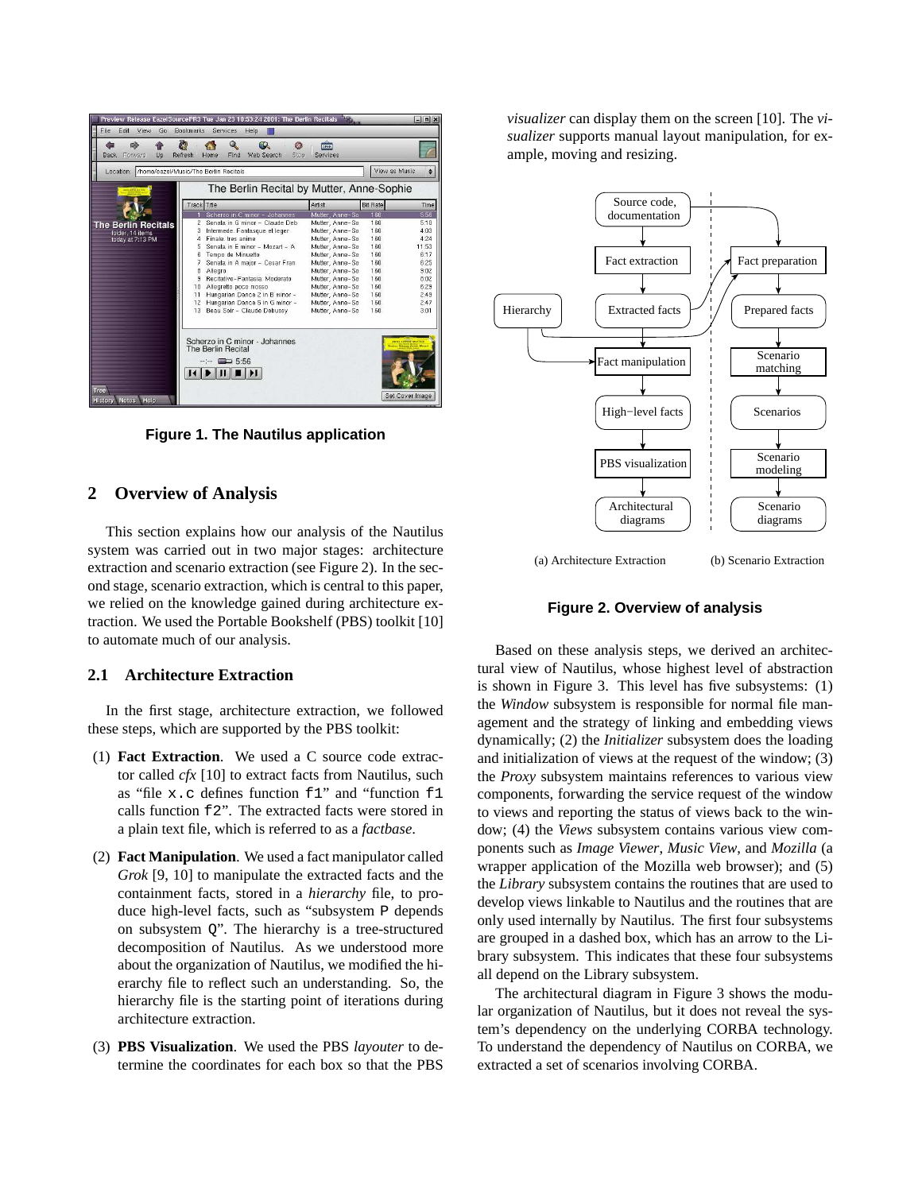Figure 1. The Nautilus application

## 2 Overview of Analysis

This section explains how our analysis of the Nautilus system was carried out in two major stages: architecture extraction and scenario extraction (see Figure 2). In the second stage, scenario extraction, which is central to this paper, we relied on the knowledge gained during architecture extraction. We used the Portable Bookshelf (PBS) toolkit [10] to automate much of our analysis.

### 2.1 Architecture Extraction

In the first stage, architecture extraction, we followed these steps, which are supported by the PBS toolkit:

(1) **Fact Extraction**. We used a C source code extractor called *cfx* [10] to extract facts from Nautilus, such as "file `x.c` defines function `f1`" and "function `f1` calls function `f2`". The extracted facts were stored in a plain text file, which is referred to as a *factbase*.

(2) **Fact Manipulation**. We used a fact manipulator called *Grok* [9, 10] to manipulate the extracted facts and the containment facts, stored in a *hierarchy* file, to produce high-level facts, such as "subsystem `P` depends on subsystem `Q`". The hierarchy is a tree-structured decomposition of Nautilus. As we understood more about the organization of Nautilus, we modified the hierarchy file to reflect such an understanding. So, the hierarchy file is the starting point of iterations during architecture extraction.

(3) **PBS Visualization**. We used the PBS *layouter* to determine the coordinates for each box so that the PBS *visualizer* can display them on the screen [10]. The *visualizer* supports manual layout manipulation, for example, moving and resizing.

(a) Architecture Extraction (b) Scenario Extraction

Figure 2. Overview of analysis

Based on these analysis steps, we derived an architectural view of Nautilus, whose highest level of abstraction is shown in Figure 3. This level has five subsystems: (1) the *Window* subsystem is responsible for normal file management and the strategy of linking and embedding views dynamically; (2) the *Initializer* subsystem does the loading and initialization of views at the request of the window; (3) the *Proxy* subsystem maintains references to various view components, forwarding the service request of the window to views and reporting the status of views back to the window; (4) the *Views* subsystem contains various view components such as *Image Viewer*, *Music View*, and *Mozilla* (a wrapper application of the Mozilla web browser); and (5) the *Library* subsystem contains the routines that are used to develop views linkable to Nautilus and the routines that are only used internally by Nautilus. The first four subsystems are grouped in a dashed box, which has an arrow to the Library subsystem. This indicates that these four subsystems all depend on the Library subsystem.

The architectural diagram in Figure 3 shows the modular organization of Nautilus, but it does not reveal the system's dependency on the underlying CORBA technology. To understand the dependency of Nautilus on CORBA, we extracted a set of scenarios involving CORBA.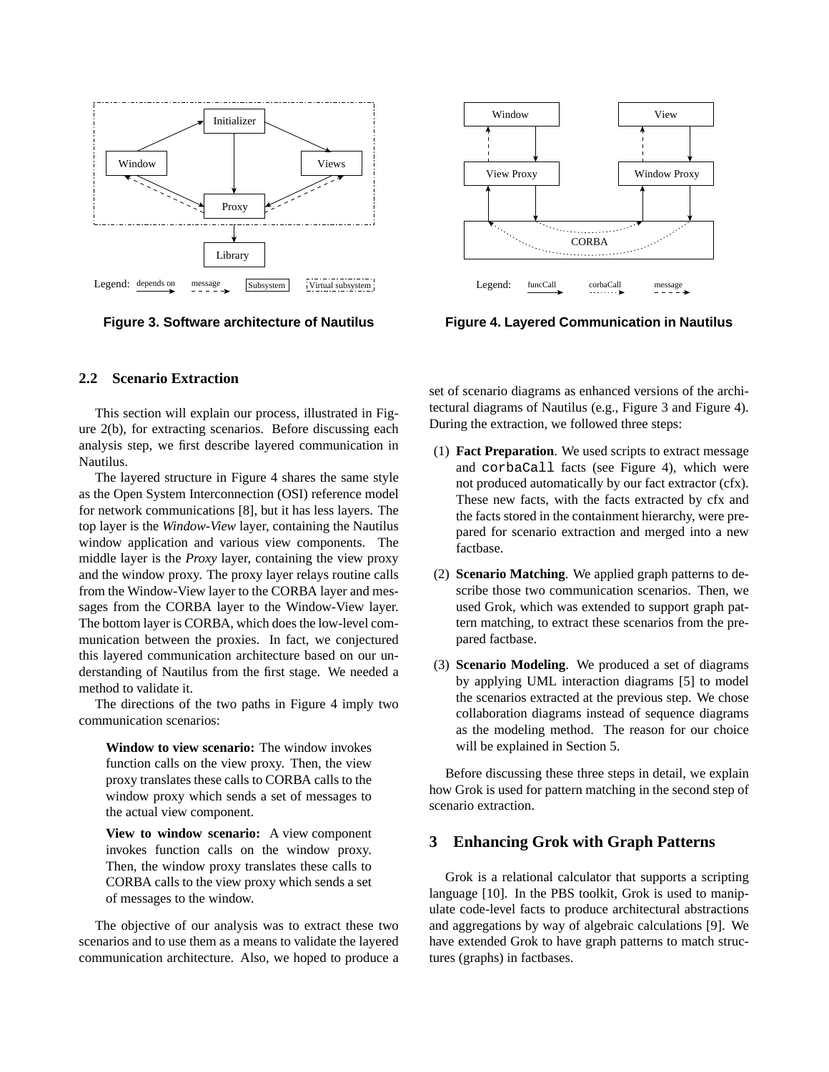Figure 3. Software architecture of Nautilus

Figure 4. Layered Communication in Nautilus

### 2.2 Scenario Extraction

This section will explain our process, illustrated in Figure 2(b), for extracting scenarios. Before discussing each analysis step, we first describe layered communication in Nautilus.

The layered structure in Figure 4 shares the same style as the Open System Interconnection (OSI) reference model for network communications [8], but it has less layers. The top layer is the *Window-View* layer, containing the Nautilus window application and various view components. The middle layer is the *Proxy* layer, containing the view proxy and the window proxy. The proxy layer relays routine calls from the Window-View layer to the CORBA layer and messages from the CORBA layer to the Window-View layer. The bottom layer is CORBA, which does the low-level communication between the proxies. In fact, we conjectured this layered communication architecture based on our understanding of Nautilus from the first stage. We needed a method to validate it.

The directions of the two paths in Figure 4 imply two communication scenarios:

> **Window to view scenario:** The window invokes function calls on the view proxy. Then, the view proxy translates these calls to CORBA calls to the window proxy which sends a set of messages to the actual view component.
>
> **View to window scenario:** A view component invokes function calls on the window proxy. Then, the window proxy translates these calls to CORBA calls to the view proxy which sends a set of messages to the window.

The objective of our analysis was to extract these two scenarios and to use them as a means to validate the layered communication architecture. Also, we hoped to produce a set of scenario diagrams as enhanced versions of the architectural diagrams of Nautilus (e.g., Figure 3 and Figure 4). During the extraction, we followed three steps:

(1) **Fact Preparation**. We used scripts to extract message and `corbaCall` facts (see Figure 4), which were not produced automatically by our fact extractor (cfx). These new facts, with the facts extracted by cfx and the facts stored in the containment hierarchy, were prepared for scenario extraction and merged into a new factbase.

(2) **Scenario Matching**. We applied graph patterns to describe those two communication scenarios. Then, we used Grok, which was extended to support graph pattern matching, to extract these scenarios from the prepared factbase.

(3) **Scenario Modeling**. We produced a set of diagrams by applying UML interaction diagrams [5] to model the scenarios extracted at the previous step. We chose collaboration diagrams instead of sequence diagrams as the modeling method. The reason for our choice will be explained in Section 5.

Before discussing these three steps in detail, we explain how Grok is used for pattern matching in the second step of scenario extraction.

## 3 Enhancing Grok with Graph Patterns

Grok is a relational calculator that supports a scripting language [10]. In the PBS toolkit, Grok is used to manipulate code-level facts to produce architectural abstractions and aggregations by way of algebraic calculations [9]. We have extended Grok to have graph patterns to match structures (graphs) in factbases.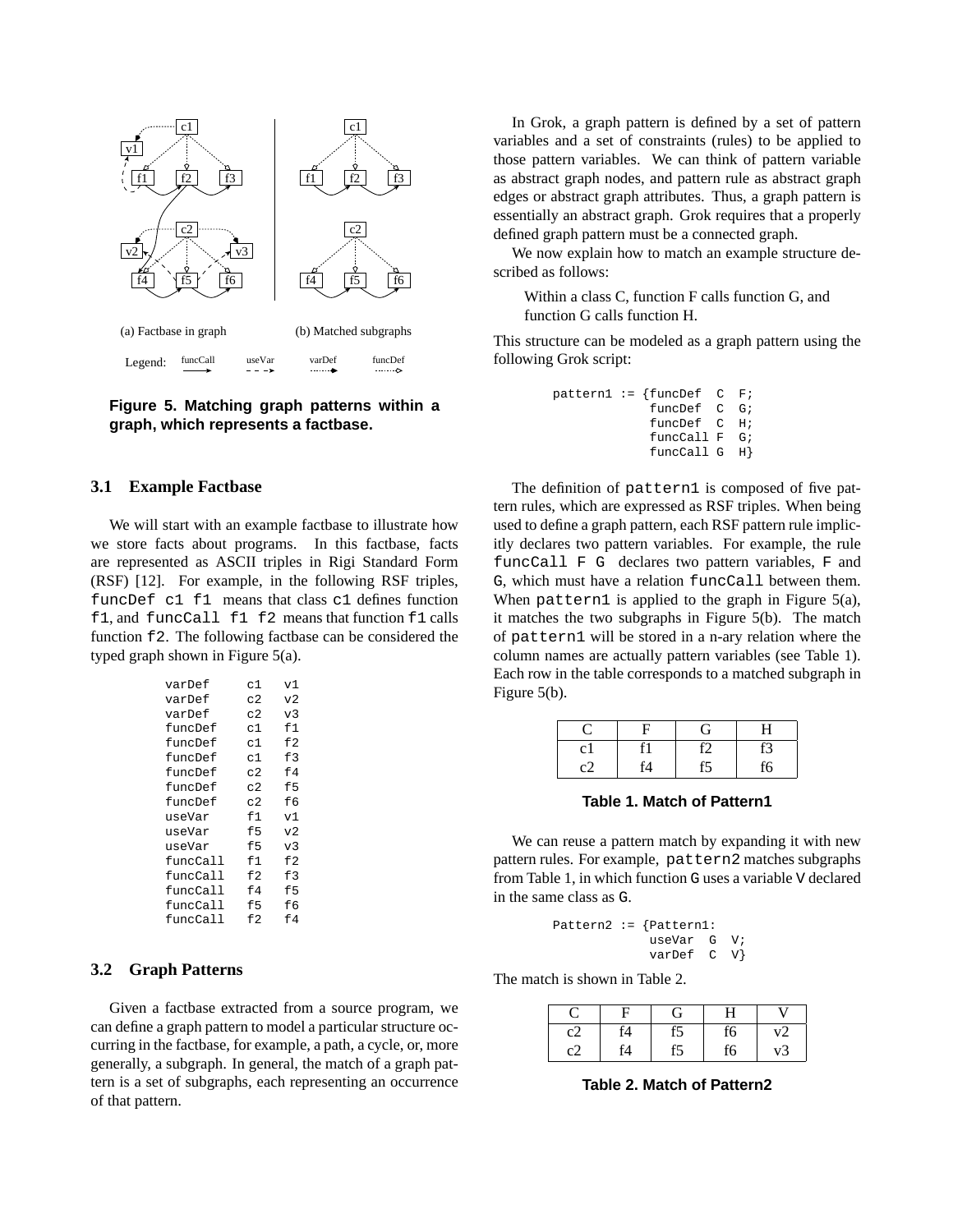Figure 5. Matching graph patterns within a graph, which represents a factbase.

### 3.1 Example Factbase

We will start with an example factbase to illustrate how we store facts about programs. In this factbase, facts are represented as ASCII triples in Rigi Standard Form (RSF) [12]. For example, in the following RSF triples, `funcDef c1 f1` means that class `c1` defines function `f1`, and `funcCall f1 f2` means that function `f1` calls function `f2`. The following factbase can be considered the typed graph shown in Figure 5(a).

```
varDef     c1   v1
varDef     c2   v2
varDef     c2   v3
funcDef    c1   f1
funcDef    c1   f2
funcDef    c1   f3
funcDef    c2   f4
funcDef    c2   f5
funcDef    c2   f6
useVar     f1   v1
useVar     f5   v2
useVar     f5   v3
funcCall   f1   f2
funcCall   f2   f3
funcCall   f4   f5
funcCall   f5   f6
funcCall   f2   f4
```

### 3.2 Graph Patterns

Given a factbase extracted from a source program, we can define a graph pattern to model a particular structure occurring in the factbase, for example, a path, a cycle, or, more generally, a subgraph. In general, the match of a graph pattern is a set of subgraphs, each representing an occurrence of that pattern.

In Grok, a graph pattern is defined by a set of pattern variables and a set of constraints (rules) to be applied to those pattern variables. We can think of pattern variable as abstract graph nodes, and pattern rule as abstract graph edges or abstract graph attributes. Thus, a graph pattern is essentially an abstract graph. Grok requires that a properly defined graph pattern must be a connected graph.

We now explain how to match an example structure described as follows:

> Within a class C, function F calls function G, and function G calls function H.

This structure can be modeled as a graph pattern using the following Grok script:

```
pattern1 := {funcDef  C  F;
             funcDef  C  G;
             funcDef  C  H;
             funcCall F  G;
             funcCall G  H}
```

The definition of `pattern1` is composed of five pattern rules, which are expressed as RSF triples. When being used to define a graph pattern, each RSF pattern rule implicitly declares two pattern variables. For example, the rule `funcCall F G` declares two pattern variables, `F` and `G`, which must have a relation `funcCall` between them. When `pattern1` is applied to the graph in Figure 5(a), it matches the two subgraphs in Figure 5(b). The match of `pattern1` will be stored in a n-ary relation where the column names are actually pattern variables (see Table 1). Each row in the table corresponds to a matched subgraph in Figure 5(b).

| C | F | G | H |
|---|---|---|---|
| c1 | f1 | f2 | f3 |
| c2 | f4 | f5 | f6 |

**Table 1. Match of Pattern1**

We can reuse a pattern match by expanding it with new pattern rules. For example, `pattern2` matches subgraphs from Table 1, in which function `G` uses a variable `V` declared in the same class as `G`.

```
Pattern2 := {Pattern1:
             useVar  G  V;
             varDef  C  V}
```

The match is shown in Table 2.

| C | F | G | H | V |
|---|---|---|---|---|
| c2 | f4 | f5 | f6 | v2 |
| c2 | f4 | f5 | f6 | v3 |

**Table 2. Match of Pattern2**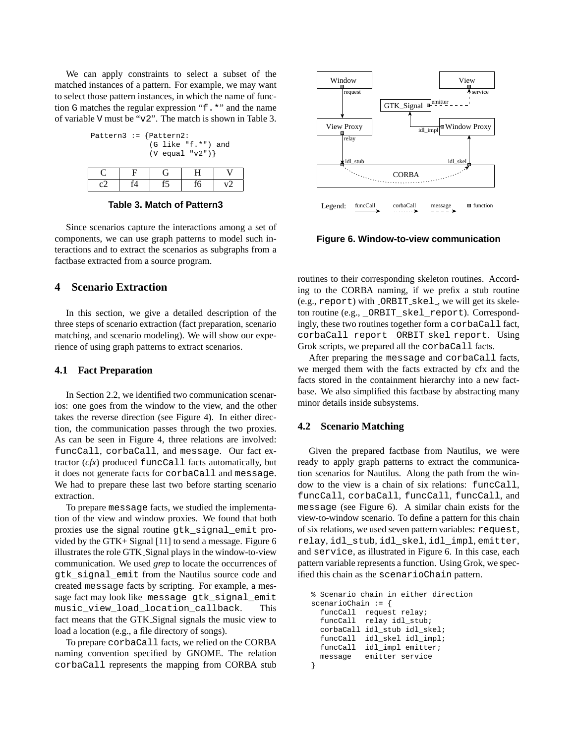We can apply constraints to select a subset of the matched instances of a pattern. For example, we may want to select those pattern instances, in which the name of function G matches the regular expression "f.*" and the name of variable V must be "v2". The match is shown in Table 3.

```
Pattern3 := {Pattern2:
             (G like "f.*") and
             (V equal "v2")}
```

| C | F | G | H | V |
|---|---|---|---|---|
| c2 | f4 | f5 | f6 | v2 |

**Table 3. Match of Pattern3**

Since scenarios capture the interactions among a set of components, we can use graph patterns to model such interactions and to extract the scenarios as subgraphs from a factbase extracted from a source program.

## 4 Scenario Extraction

In this section, we give a detailed description of the three steps of scenario extraction (fact preparation, scenario matching, and scenario modeling). We will show our experience of using graph patterns to extract scenarios.

### 4.1 Fact Preparation

In Section 2.2, we identified two communication scenarios: one goes from the window to the view, and the other takes the reverse direction (see Figure 4). In either direction, the communication passes through the two proxies. As can be seen in Figure 4, three relations are involved: `funcCall`, `corbaCall`, and `message`. Our fact extractor (*cfx*) produced `funcCall` facts automatically, but it does not generate facts for `corbaCall` and `message`. We had to prepare these last two before starting scenario extraction.

To prepare `message` facts, we studied the implementation of the view and window proxies. We found that both proxies use the signal routine `gtk_signal_emit` provided by the GTK+ Signal [11] to send a message. Figure 6 illustrates the role GTK_Signal plays in the window-to-view communication. We used *grep* to locate the occurrences of `gtk_signal_emit` from the Nautilus source code and created `message` facts by scripting. For example, a message fact may look like `message gtk_signal_emit music_view_load_location_callback`. This fact means that the GTK_Signal signals the music view to load a location (e.g., a file directory of songs).

To prepare `corbaCall` facts, we relied on the CORBA naming convention specified by GNOME. The relation `corbaCall` represents the mapping from CORBA stub

Window, View, GTK_Signal, View Proxy, Window Proxy, CORBA; request, service, emitter, relay, idl_impl, idl_stub, idl_skel

Legend: funcCall, corbaCall, message, function

**Figure 6. Window-to-view communication**

routines to their corresponding skeleton routines. According to the CORBA naming, if we prefix a stub routine (e.g., `report`) with `_ORBIT_skel_`, we will get its skeleton routine (e.g., `_ORBIT_skel_report`). Correspondingly, these two routines together form a `corbaCall` fact, `corbaCall report _ORBIT_skel_report`. Using Grok scripts, we prepared all the `corbaCall` facts.

After preparing the `message` and `corbaCall` facts, we merged them with the facts extracted by cfx and the facts stored in the containment hierarchy into a new factbase. We also simplified this factbase by abstracting many minor details inside subsystems.

### 4.2 Scenario Matching

Given the prepared factbase from Nautilus, we were ready to apply graph patterns to extract the communication scenarios for Nautilus. Along the path from the window to the view is a chain of six relations: `funcCall`, `funcCall`, `corbaCall`, `funcCall`, `funcCall`, and `message` (see Figure 6). A similar chain exists for the view-to-window scenario. To define a pattern for this chain of six relations, we used seven pattern variables: `request`, `relay`, `idl_stub`, `idl_skel`, `idl_impl`, `emitter`, and `service`, as illustrated in Figure 6. In this case, each pattern variable represents a function. Using Grok, we specified this chain as the `scenarioChain` pattern.

```
% Scenario chain in either direction
scenarioChain := {
  funcCall  request relay;
  funcCall  relay idl_stub;
  corbaCall idl_stub idl_skel;
  funcCall  idl_skel idl_impl;
  funcCall  idl_impl emitter;
  message   emitter service
}
```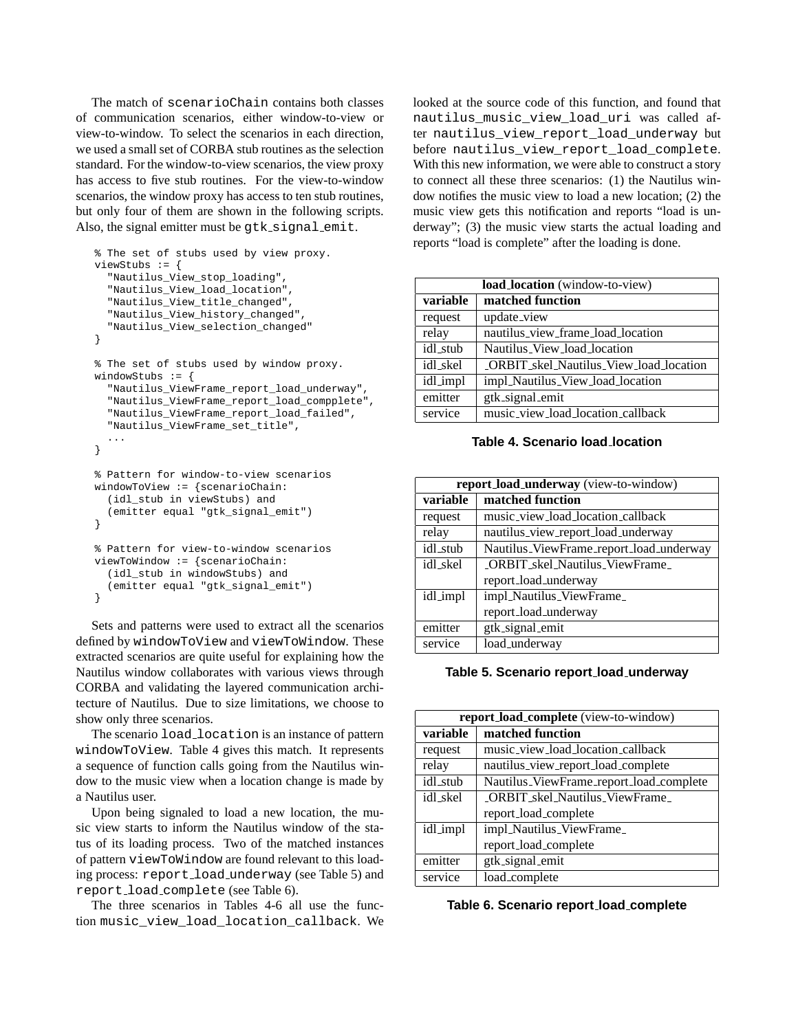The match of `scenarioChain` contains both classes of communication scenarios, either window-to-view or view-to-window. To select the scenarios in each direction, we used a small set of CORBA stub routines as the selection standard. For the window-to-view scenarios, the view proxy has access to five stub routines. For the view-to-window scenarios, the window proxy has access to ten stub routines, but only four of them are shown in the following scripts. Also, the signal emitter must be `gtk_signal_emit`.

```
% The set of stubs used by view proxy.
viewStubs := {
  "Nautilus_View_stop_loading",
  "Nautilus_View_load_location",
  "Nautilus_View_title_changed",
  "Nautilus_View_history_changed",
  "Nautilus_View_selection_changed"
}

% The set of stubs used by window proxy.
windowStubs := {
  "Nautilus_ViewFrame_report_load_underway",
  "Nautilus_ViewFrame_report_load_compplete",
  "Nautilus_ViewFrame_report_load_failed",
  "Nautilus_ViewFrame_set_title",
  ...
}

% Pattern for window-to-view scenarios
windowToView := {scenarioChain:
  (idl_stub in viewStubs) and
  (emitter equal "gtk_signal_emit")
}

% Pattern for view-to-window scenarios
viewToWindow := {scenarioChain:
  (idl_stub in windowStubs) and
  (emitter equal "gtk_signal_emit")
}
```

Sets and patterns were used to extract all the scenarios defined by `windowToView` and `viewToWindow`. These extracted scenarios are quite useful for explaining how the Nautilus window collaborates with various views through CORBA and validating the layered communication architecture of Nautilus. Due to size limitations, we choose to show only three scenarios.

The scenario `load_location` is an instance of pattern `windowToView`. Table 4 gives this match. It represents a sequence of function calls going from the Nautilus window to the music view when a location change is made by a Nautilus user.

Upon being signaled to load a new location, the music view starts to inform the Nautilus window of the status of its loading process. Two of the matched instances of pattern `viewToWindow` are found relevant to this loading process: `report_load_underway` (see Table 5) and `report_load_complete` (see Table 6).

The three scenarios in Tables 4-6 all use the function `music_view_load_location_callback`. We looked at the source code of this function, and found that `nautilus_music_view_load_uri` was called after `nautilus_view_report_load_underway` but before `nautilus_view_report_load_complete`. With this new information, we were able to construct a story to connect all these three scenarios: (1) the Nautilus window notifies the music view to load a new location; (2) the music view gets this notification and reports "load is underway"; (3) the music view starts the actual loading and reports "load is complete" after the loading is done.

| **load_location** (window-to-view) | |
|---|---|
| **variable** | **matched function** |
| request | update_view |
| relay | nautilus_view_frame_load_location |
| idl_stub | Nautilus_View_load_location |
| idl_skel | _ORBIT_skel_Nautilus_View_load_location |
| idl_impl | impl_Nautilus_View_load_location |
| emitter | gtk_signal_emit |
| service | music_view_load_location_callback |

**Table 4. Scenario load_location**

| **report_load_underway** (view-to-window) | |
|---|---|
| **variable** | **matched function** |
| request | music_view_load_location_callback |
| relay | nautilus_view_report_load_underway |
| idl_stub | Nautilus_ViewFrame_report_load_underway |
| idl_skel | _ORBIT_skel_Nautilus_ViewFrame_report_load_underway |
| idl_impl | impl_Nautilus_ViewFrame_report_load_underway |
| emitter | gtk_signal_emit |
| service | load_underway |

**Table 5. Scenario report_load_underway**

| **report_load_complete** (view-to-window) | |
|---|---|
| **variable** | **matched function** |
| request | music_view_load_location_callback |
| relay | nautilus_view_report_load_complete |
| idl_stub | Nautilus_ViewFrame_report_load_complete |
| idl_skel | _ORBIT_skel_Nautilus_ViewFrame_report_load_complete |
| idl_impl | impl_Nautilus_ViewFrame_report_load_complete |
| emitter | gtk_signal_emit |
| service | load_complete |

**Table 6. Scenario report_load_complete**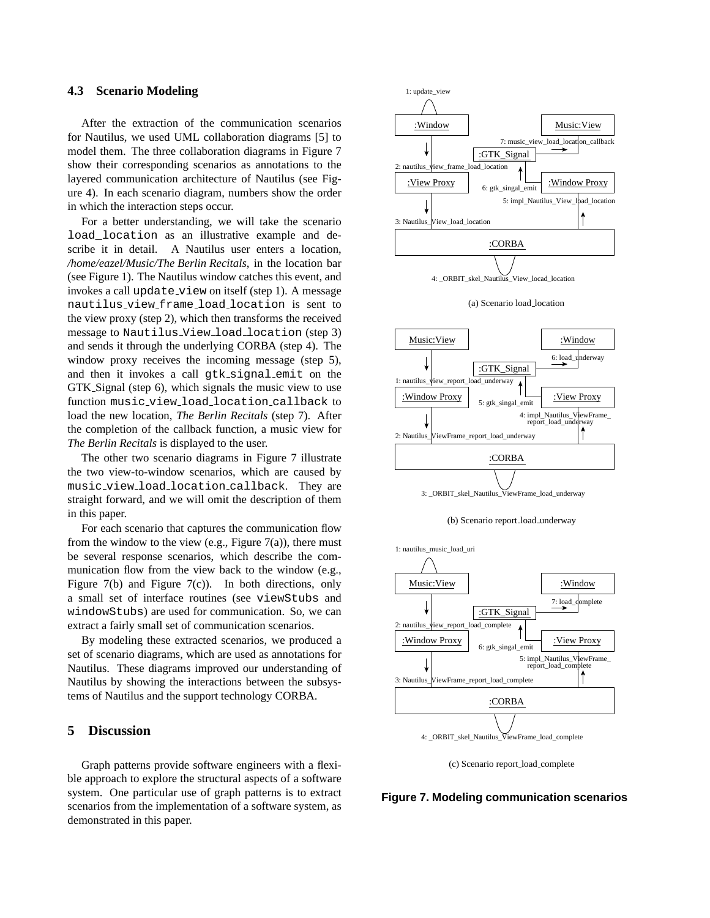### 4.3 Scenario Modeling

After the extraction of the communication scenarios for Nautilus, we used UML collaboration diagrams [5] to model them. The three collaboration diagrams in Figure 7 show their corresponding scenarios as annotations to the layered communication architecture of Nautilus (see Figure 4). In each scenario diagram, numbers show the order in which the interaction steps occur.

For a better understanding, we will take the scenario `load_location` as an illustrative example and describe it in detail. A Nautilus user enters a location, */home/eazel/Music/The Berlin Recitals*, in the location bar (see Figure 1). The Nautilus window catches this event, and invokes a call `update_view` on itself (step 1). A message `nautilus_view_frame_load_location` is sent to the view proxy (step 2), which then transforms the received message to `Nautilus_View_load_location` (step 3) and sends it through the underlying CORBA (step 4). The window proxy receives the incoming message (step 5), and then it invokes a call `gtk_signal_emit` on the GTK_Signal (step 6), which signals the music view to use function `music_view_load_location_callback` to load the new location, *The Berlin Recitals* (step 7). After the completion of the callback function, a music view for *The Berlin Recitals* is displayed to the user.

The other two scenario diagrams in Figure 7 illustrate the two view-to-window scenarios, which are caused by `music_view_load_location_callback`. They are straight forward, and we will omit the description of them in this paper.

For each scenario that captures the communication flow from the window to the view (e.g., Figure 7(a)), there must be several response scenarios, which describe the communication flow from the view back to the window (e.g., Figure 7(b) and Figure 7(c)). In both directions, only a small set of interface routines (see `viewStubs` and `windowStubs`) are used for communication. So, we can extract a fairly small set of communication scenarios.

By modeling these extracted scenarios, we produced a set of scenario diagrams, which are used as annotations for Nautilus. These diagrams improved our understanding of Nautilus by showing the interactions between the subsystems of Nautilus and the support technology CORBA.

## 5 Discussion

Graph patterns provide software engineers with a flexible approach to explore the structural aspects of a software system. One particular use of graph patterns is to extract scenarios from the implementation of a software system, as demonstrated in this paper.

1: update_view
:Window
Music:View
7: music_view_load_location_callback
:GTK_Signal
2: nautilus_view_frame_load_location
:View Proxy
6: gtk_singal_emit
:Window Proxy
5: impl_Nautilus_View_load_location
3: Nautilus_View_load_location
:CORBA
4: _ORBIT_skel_Nautilus_View_locad_location

(a) Scenario load_location

Music:View
:Window
6: load_underway
:GTK_Signal
1: nautilus_view_report_load_underway
:Window Proxy
5: gtk_singal_emit
:View Proxy
4: impl_Nautilus_ViewFrame_report_load_underway
2: Nautilus_ViewFrame_report_load_underway
:CORBA
3: _ORBIT_skel_Nautilus_ViewFrame_load_underway

(b) Scenario report_load_underway

1: nautilus_music_load_uri
Music:View
:Window
7: load_complete
:GTK_Signal
2: nautilus_view_report_load_complete
:Window Proxy
6: gtk_singal_emit
:View Proxy
5: impl_Nautilus_ViewFrame_report_load_complete
3: Nautilus_ViewFrame_report_load_complete
:CORBA
4: _ORBIT_skel_Nautilus_ViewFrame_load_complete

(c) Scenario report_load_complete

**Figure 7. Modeling communication scenarios**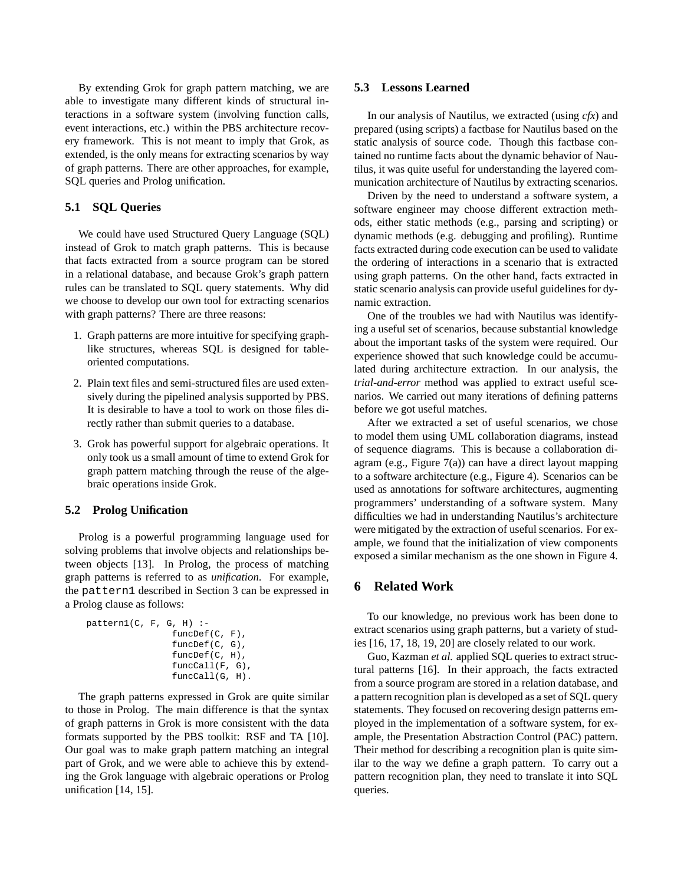By extending Grok for graph pattern matching, we are able to investigate many different kinds of structural interactions in a software system (involving function calls, event interactions, etc.) within the PBS architecture recovery framework. This is not meant to imply that Grok, as extended, is the only means for extracting scenarios by way of graph patterns. There are other approaches, for example, SQL queries and Prolog unification.

### 5.1 SQL Queries

We could have used Structured Query Language (SQL) instead of Grok to match graph patterns. This is because that facts extracted from a source program can be stored in a relational database, and because Grok's graph pattern rules can be translated to SQL query statements. Why did we choose to develop our own tool for extracting scenarios with graph patterns? There are three reasons:

1. Graph patterns are more intuitive for specifying graph-like structures, whereas SQL is designed for table-oriented computations.
2. Plain text files and semi-structured files are used extensively during the pipelined analysis supported by PBS. It is desirable to have a tool to work on those files directly rather than submit queries to a database.
3. Grok has powerful support for algebraic operations. It only took us a small amount of time to extend Grok for graph pattern matching through the reuse of the algebraic operations inside Grok.

### 5.2 Prolog Unification

Prolog is a powerful programming language used for solving problems that involve objects and relationships between objects [13]. In Prolog, the process of matching graph patterns is referred to as *unification.* For example, the `pattern1` described in Section 3 can be expressed in a Prolog clause as follows:

```
pattern1(C, F, G, H) :-
                funcDef(C, F),
                funcDef(C, G),
                funcDef(C, H),
                funcCall(F, G),
                funcCall(G, H).
```

The graph patterns expressed in Grok are quite similar to those in Prolog. The main difference is that the syntax of graph patterns in Grok is more consistent with the data formats supported by the PBS toolkit: RSF and TA [10]. Our goal was to make graph pattern matching an integral part of Grok, and we were able to achieve this by extending the Grok language with algebraic operations or Prolog unification [14, 15].

### 5.3 Lessons Learned

In our analysis of Nautilus, we extracted (using *cfx*) and prepared (using scripts) a factbase for Nautilus based on the static analysis of source code. Though this factbase contained no runtime facts about the dynamic behavior of Nautilus, it was quite useful for understanding the layered communication architecture of Nautilus by extracting scenarios.

Driven by the need to understand a software system, a software engineer may choose different extraction methods, either static methods (e.g., parsing and scripting) or dynamic methods (e.g. debugging and profiling). Runtime facts extracted during code execution can be used to validate the ordering of interactions in a scenario that is extracted using graph patterns. On the other hand, facts extracted in static scenario analysis can provide useful guidelines for dynamic extraction.

One of the troubles we had with Nautilus was identifying a useful set of scenarios, because substantial knowledge about the important tasks of the system were required. Our experience showed that such knowledge could be accumulated during architecture extraction. In our analysis, the *trial-and-error* method was applied to extract useful scenarios. We carried out many iterations of defining patterns before we got useful matches.

After we extracted a set of useful scenarios, we chose to model them using UML collaboration diagrams, instead of sequence diagrams. This is because a collaboration diagram (e.g., Figure 7(a)) can have a direct layout mapping to a software architecture (e.g., Figure 4). Scenarios can be used as annotations for software architectures, augmenting programmers' understanding of a software system. Many difficulties we had in understanding Nautilus's architecture were mitigated by the extraction of useful scenarios. For example, we found that the initialization of view components exposed a similar mechanism as the one shown in Figure 4.

## 6 Related Work

To our knowledge, no previous work has been done to extract scenarios using graph patterns, but a variety of studies [16, 17, 18, 19, 20] are closely related to our work.

Guo, Kazman *et al.* applied SQL queries to extract structural patterns [16]. In their approach, the facts extracted from a source program are stored in a relation database, and a pattern recognition plan is developed as a set of SQL query statements. They focused on recovering design patterns employed in the implementation of a software system, for example, the Presentation Abstraction Control (PAC) pattern. Their method for describing a recognition plan is quite similar to the way we define a graph pattern. To carry out a pattern recognition plan, they need to translate it into SQL queries.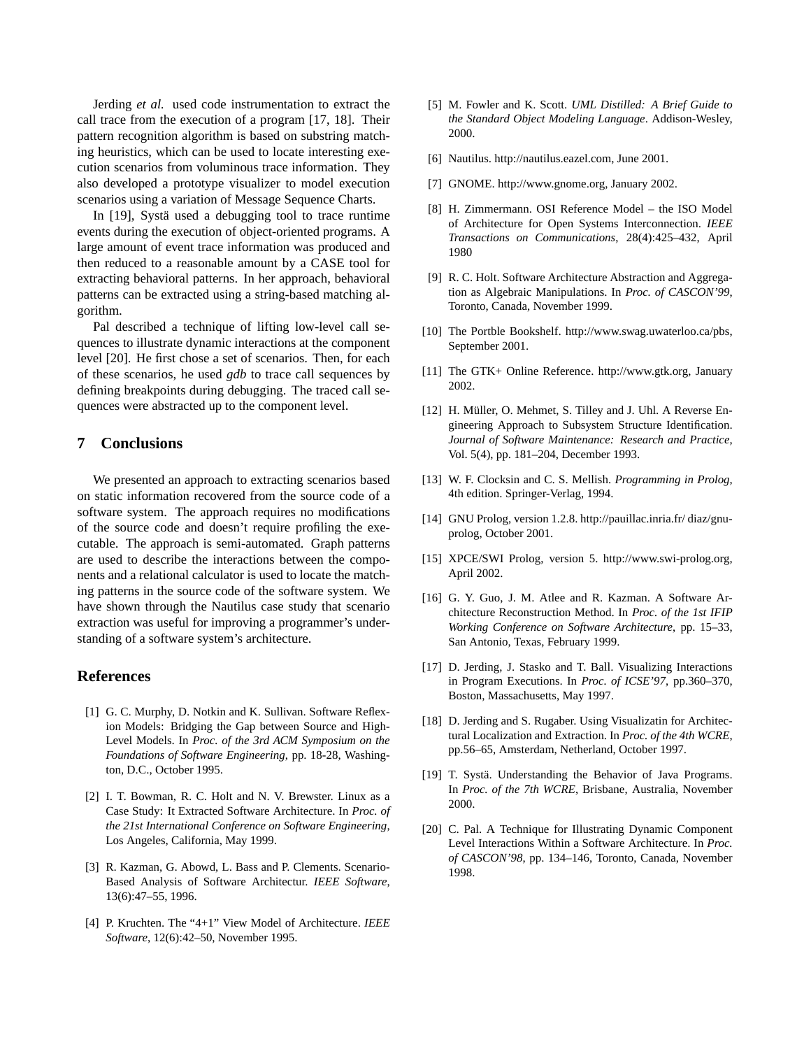Jerding *et al.* used code instrumentation to extract the call trace from the execution of a program [17, 18]. Their pattern recognition algorithm is based on substring matching heuristics, which can be used to locate interesting execution scenarios from voluminous trace information. They also developed a prototype visualizer to model execution scenarios using a variation of Message Sequence Charts.

In [19], Systä used a debugging tool to trace runtime events during the execution of object-oriented programs. A large amount of event trace information was produced and then reduced to a reasonable amount by a CASE tool for extracting behavioral patterns. In her approach, behavioral patterns can be extracted using a string-based matching algorithm.

Pal described a technique of lifting low-level call sequences to illustrate dynamic interactions at the component level [20]. He first chose a set of scenarios. Then, for each of these scenarios, he used *gdb* to trace call sequences by defining breakpoints during debugging. The traced call sequences were abstracted up to the component level.

## 7 Conclusions

We presented an approach to extracting scenarios based on static information recovered from the source code of a software system. The approach requires no modifications of the source code and doesn't require profiling the executable. The approach is semi-automated. Graph patterns are used to describe the interactions between the components and a relational calculator is used to locate the matching patterns in the source code of the software system. We have shown through the Nautilus case study that scenario extraction was useful for improving a programmer's understanding of a software system's architecture.

## References

[1] G. C. Murphy, D. Notkin and K. Sullivan. Software Reflexion Models: Bridging the Gap between Source and High-Level Models. In *Proc. of the 3rd ACM Symposium on the Foundations of Software Engineering*, pp. 18-28, Washington, D.C., October 1995.

[2] I. T. Bowman, R. C. Holt and N. V. Brewster. Linux as a Case Study: It Extracted Software Architecture. In *Proc. of the 21st International Conference on Software Engineering*, Los Angeles, California, May 1999.

[3] R. Kazman, G. Abowd, L. Bass and P. Clements. Scenario-Based Analysis of Software Architectur. *IEEE Software*, 13(6):47–55, 1996.

[4] P. Kruchten. The "4+1" View Model of Architecture. *IEEE Software*, 12(6):42–50, November 1995.

[5] M. Fowler and K. Scott. *UML Distilled: A Brief Guide to the Standard Object Modeling Language*. Addison-Wesley, 2000.

[6] Nautilus. http://nautilus.eazel.com, June 2001.

[7] GNOME. http://www.gnome.org, January 2002.

[8] H. Zimmermann. OSI Reference Model – the ISO Model of Architecture for Open Systems Interconnection. *IEEE Transactions on Communications*, 28(4):425–432, April 1980

[9] R. C. Holt. Software Architecture Abstraction and Aggregation as Algebraic Manipulations. In *Proc. of CASCON'99*, Toronto, Canada, November 1999.

[10] The Portble Bookshelf. http://www.swag.uwaterloo.ca/pbs, September 2001.

[11] The GTK+ Online Reference. http://www.gtk.org, January 2002.

[12] H. Müller, O. Mehmet, S. Tilley and J. Uhl. A Reverse Engineering Approach to Subsystem Structure Identification. *Journal of Software Maintenance: Research and Practice*, Vol. 5(4), pp. 181–204, December 1993.

[13] W. F. Clocksin and C. S. Mellish. *Programming in Prolog*, 4th edition. Springer-Verlag, 1994.

[14] GNU Prolog, version 1.2.8. http://pauillac.inria.fr/ diaz/gnu-prolog, October 2001.

[15] XPCE/SWI Prolog, version 5. http://www.swi-prolog.org, April 2002.

[16] G. Y. Guo, J. M. Atlee and R. Kazman. A Software Architecture Reconstruction Method. In *Proc. of the 1st IFIP Working Conference on Software Architecture*, pp. 15–33, San Antonio, Texas, February 1999.

[17] D. Jerding, J. Stasko and T. Ball. Visualizing Interactions in Program Executions. In *Proc. of ICSE'97*, pp.360–370, Boston, Massachusetts, May 1997.

[18] D. Jerding and S. Rugaber. Using Visualizatin for Architectural Localization and Extraction. In *Proc. of the 4th WCRE*, pp.56–65, Amsterdam, Netherland, October 1997.

[19] T. Systä. Understanding the Behavior of Java Programs. In *Proc. of the 7th WCRE*, Brisbane, Australia, November 2000.

[20] C. Pal. A Technique for Illustrating Dynamic Component Level Interactions Within a Software Architecture. In *Proc. of CASCON'98*, pp. 134–146, Toronto, Canada, November 1998.